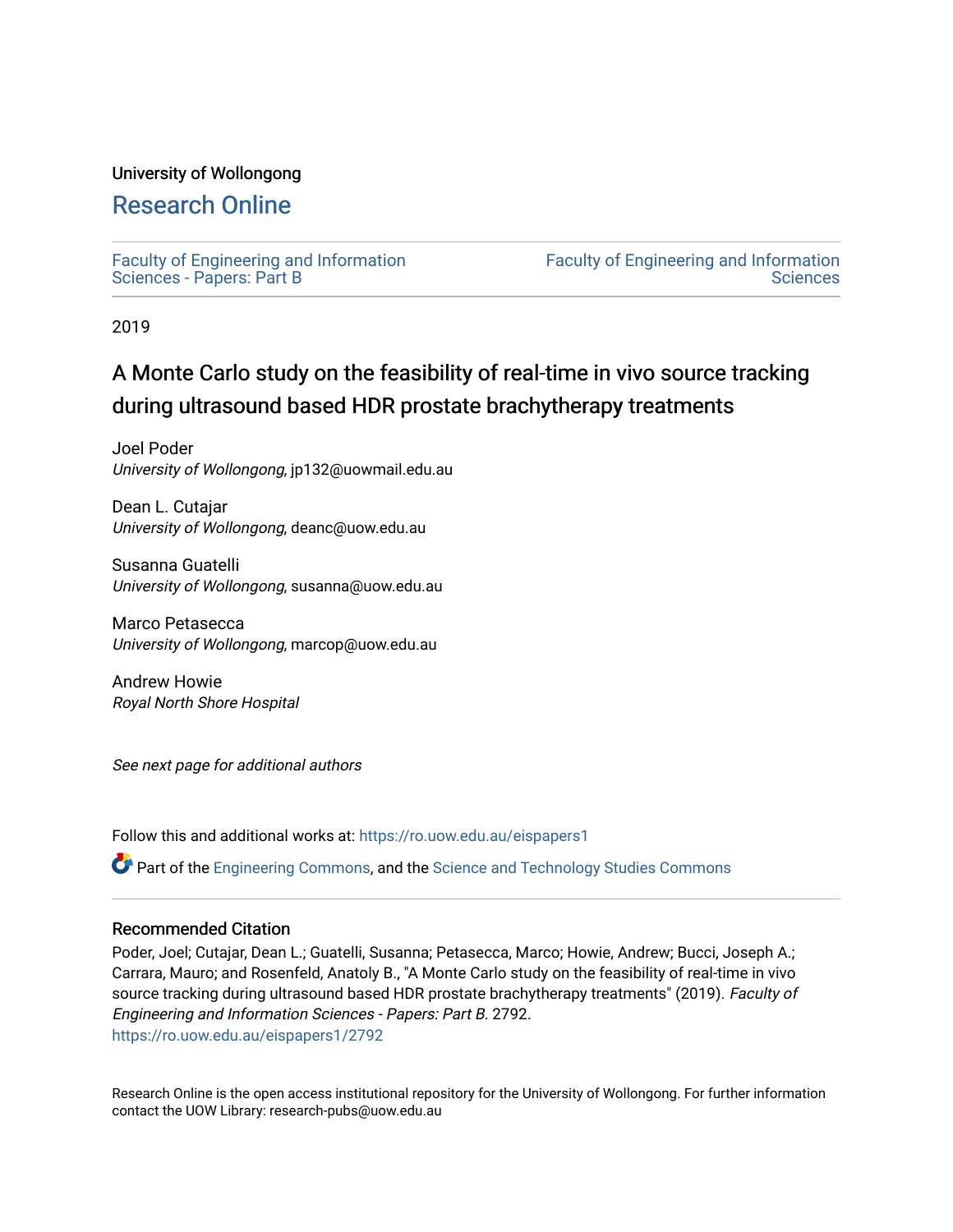University of Wollongong

# Research Online

Faculty of Engineering and Information Sciences - Papers: Part B

Faculty of Engineering and Information Sciences

2019

# A Monte Carlo study on the feasibility of real-time in vivo source tracking during ultrasound based HDR prostate brachytherapy treatments

Joel Poder
*University of Wollongong*, jp132@uowmail.edu.au

Dean L. Cutajar
*University of Wollongong*, deanc@uow.edu.au

Susanna Guatelli
*University of Wollongong*, susanna@uow.edu.au

Marco Petasecca
*University of Wollongong*, marcop@uow.edu.au

Andrew Howie
*Royal North Shore Hospital*

*See next page for additional authors*

Follow this and additional works at: https://ro.uow.edu.au/eispapers1

Part of the Engineering Commons, and the Science and Technology Studies Commons

## Recommended Citation

Poder, Joel; Cutajar, Dean L.; Guatelli, Susanna; Petasecca, Marco; Howie, Andrew; Bucci, Joseph A.; Carrara, Mauro; and Rosenfeld, Anatoly B., "A Monte Carlo study on the feasibility of real-time in vivo source tracking during ultrasound based HDR prostate brachytherapy treatments" (2019). *Faculty of Engineering and Information Sciences - Papers: Part B*. 2792.
https://ro.uow.edu.au/eispapers1/2792

Research Online is the open access institutional repository for the University of Wollongong. For further information contact the UOW Library: research-pubs@uow.edu.au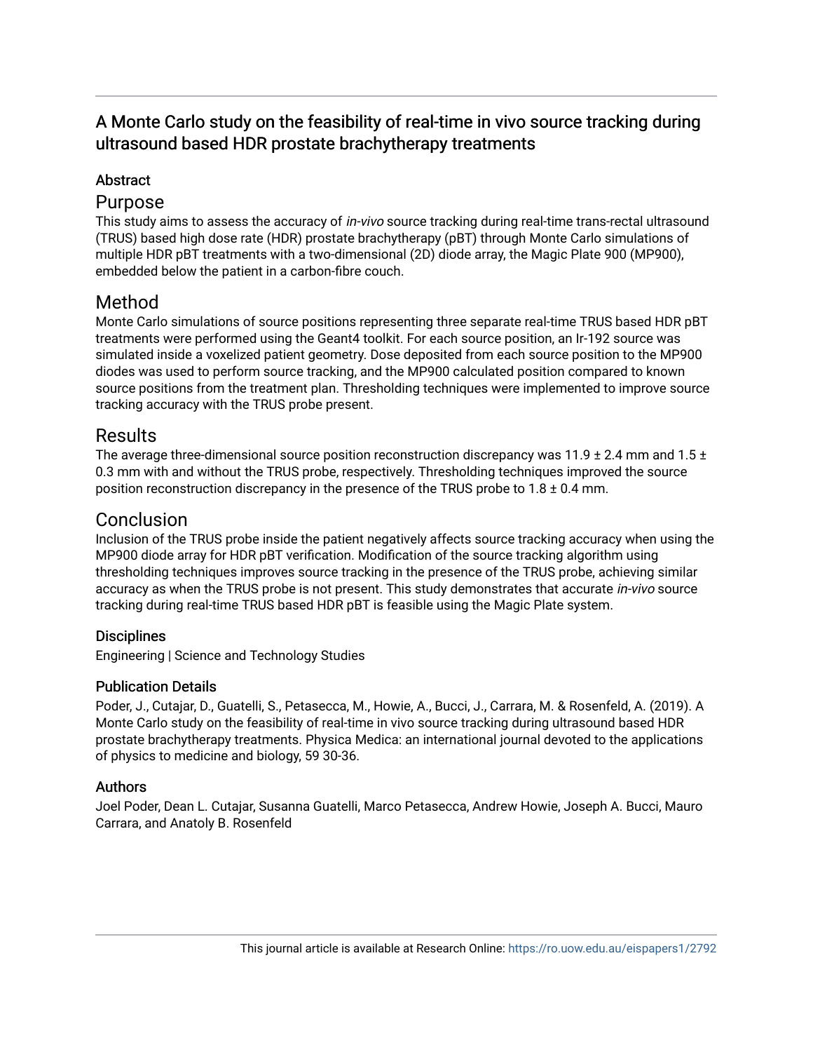# A Monte Carlo study on the feasibility of real-time in vivo source tracking during ultrasound based HDR prostate brachytherapy treatments

## Abstract

## Purpose

This study aims to assess the accuracy of *in-vivo* source tracking during real-time trans-rectal ultrasound (TRUS) based high dose rate (HDR) prostate brachytherapy (pBT) through Monte Carlo simulations of multiple HDR pBT treatments with a two-dimensional (2D) diode array, the Magic Plate 900 (MP900), embedded below the patient in a carbon-fibre couch.

## Method

Monte Carlo simulations of source positions representing three separate real-time TRUS based HDR pBT treatments were performed using the Geant4 toolkit. For each source position, an Ir-192 source was simulated inside a voxelized patient geometry. Dose deposited from each source position to the MP900 diodes was used to perform source tracking, and the MP900 calculated position compared to known source positions from the treatment plan. Thresholding techniques were implemented to improve source tracking accuracy with the TRUS probe present.

## Results

The average three-dimensional source position reconstruction discrepancy was 11.9 ± 2.4 mm and 1.5 ± 0.3 mm with and without the TRUS probe, respectively. Thresholding techniques improved the source position reconstruction discrepancy in the presence of the TRUS probe to 1.8 ± 0.4 mm.

## Conclusion

Inclusion of the TRUS probe inside the patient negatively affects source tracking accuracy when using the MP900 diode array for HDR pBT verification. Modification of the source tracking algorithm using thresholding techniques improves source tracking in the presence of the TRUS probe, achieving similar accuracy as when the TRUS probe is not present. This study demonstrates that accurate *in-vivo* source tracking during real-time TRUS based HDR pBT is feasible using the Magic Plate system.

### Disciplines

Engineering | Science and Technology Studies

### Publication Details

Poder, J., Cutajar, D., Guatelli, S., Petasecca, M., Howie, A., Bucci, J., Carrara, M. & Rosenfeld, A. (2019). A Monte Carlo study on the feasibility of real-time in vivo source tracking during ultrasound based HDR prostate brachytherapy treatments. Physica Medica: an international journal devoted to the applications of physics to medicine and biology, 59 30-36.

### Authors

Joel Poder, Dean L. Cutajar, Susanna Guatelli, Marco Petasecca, Andrew Howie, Joseph A. Bucci, Mauro Carrara, and Anatoly B. Rosenfeld

This journal article is available at Research Online: https://ro.uow.edu.au/eispapers1/2792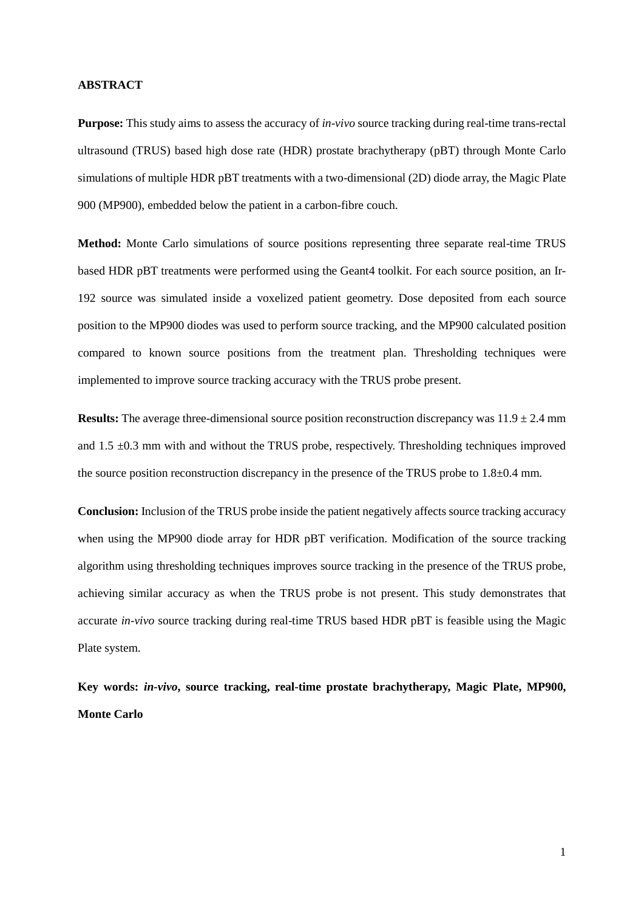**ABSTRACT**

**Purpose:** This study aims to assess the accuracy of *in-vivo* source tracking during real-time trans-rectal ultrasound (TRUS) based high dose rate (HDR) prostate brachytherapy (pBT) through Monte Carlo simulations of multiple HDR pBT treatments with a two-dimensional (2D) diode array, the Magic Plate 900 (MP900), embedded below the patient in a carbon-fibre couch.

**Method:** Monte Carlo simulations of source positions representing three separate real-time TRUS based HDR pBT treatments were performed using the Geant4 toolkit. For each source position, an Ir-192 source was simulated inside a voxelized patient geometry. Dose deposited from each source position to the MP900 diodes was used to perform source tracking, and the MP900 calculated position compared to known source positions from the treatment plan. Thresholding techniques were implemented to improve source tracking accuracy with the TRUS probe present.

**Results:** The average three-dimensional source position reconstruction discrepancy was $11.9 \pm 2.4$ mm and $1.5 \pm 0.3$ mm with and without the TRUS probe, respectively. Thresholding techniques improved the source position reconstruction discrepancy in the presence of the TRUS probe to $1.8 \pm 0.4$ mm.

**Conclusion:** Inclusion of the TRUS probe inside the patient negatively affects source tracking accuracy when using the MP900 diode array for HDR pBT verification. Modification of the source tracking algorithm using thresholding techniques improves source tracking in the presence of the TRUS probe, achieving similar accuracy as when the TRUS probe is not present. This study demonstrates that accurate *in-vivo* source tracking during real-time TRUS based HDR pBT is feasible using the Magic Plate system.

**Key words:** ***in-vivo*, source tracking, real-time prostate brachytherapy, Magic Plate, MP900, Monte Carlo**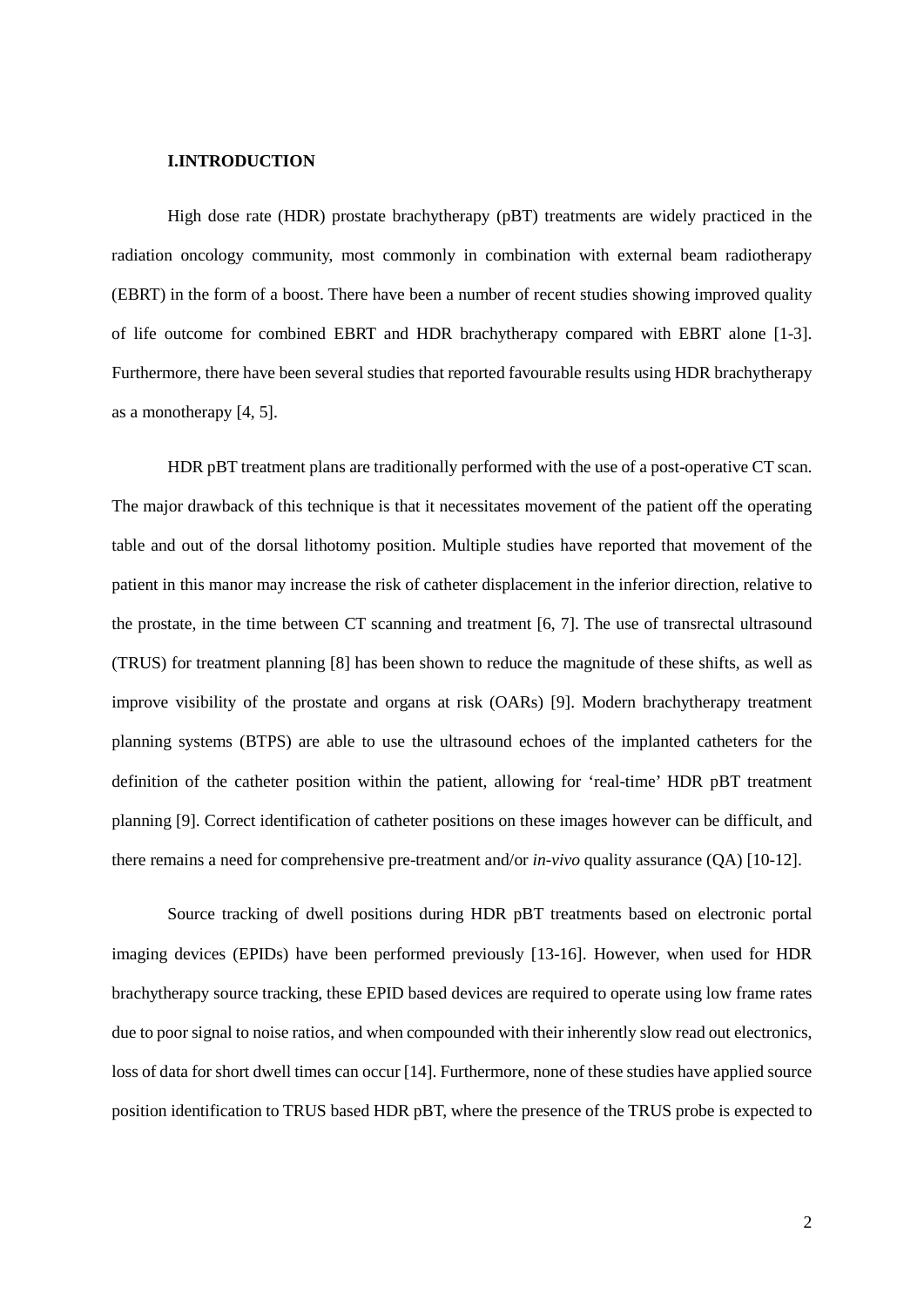## I.INTRODUCTION

High dose rate (HDR) prostate brachytherapy (pBT) treatments are widely practiced in the radiation oncology community, most commonly in combination with external beam radiotherapy (EBRT) in the form of a boost. There have been a number of recent studies showing improved quality of life outcome for combined EBRT and HDR brachytherapy compared with EBRT alone [1-3]. Furthermore, there have been several studies that reported favourable results using HDR brachytherapy as a monotherapy [4, 5].

HDR pBT treatment plans are traditionally performed with the use of a post-operative CT scan. The major drawback of this technique is that it necessitates movement of the patient off the operating table and out of the dorsal lithotomy position. Multiple studies have reported that movement of the patient in this manor may increase the risk of catheter displacement in the inferior direction, relative to the prostate, in the time between CT scanning and treatment [6, 7]. The use of transrectal ultrasound (TRUS) for treatment planning [8] has been shown to reduce the magnitude of these shifts, as well as improve visibility of the prostate and organs at risk (OARs) [9]. Modern brachytherapy treatment planning systems (BTPS) are able to use the ultrasound echoes of the implanted catheters for the definition of the catheter position within the patient, allowing for 'real-time' HDR pBT treatment planning [9]. Correct identification of catheter positions on these images however can be difficult, and there remains a need for comprehensive pre-treatment and/or *in-vivo* quality assurance (QA) [10-12].

Source tracking of dwell positions during HDR pBT treatments based on electronic portal imaging devices (EPIDs) have been performed previously [13-16]. However, when used for HDR brachytherapy source tracking, these EPID based devices are required to operate using low frame rates due to poor signal to noise ratios, and when compounded with their inherently slow read out electronics, loss of data for short dwell times can occur [14]. Furthermore, none of these studies have applied source position identification to TRUS based HDR pBT, where the presence of the TRUS probe is expected to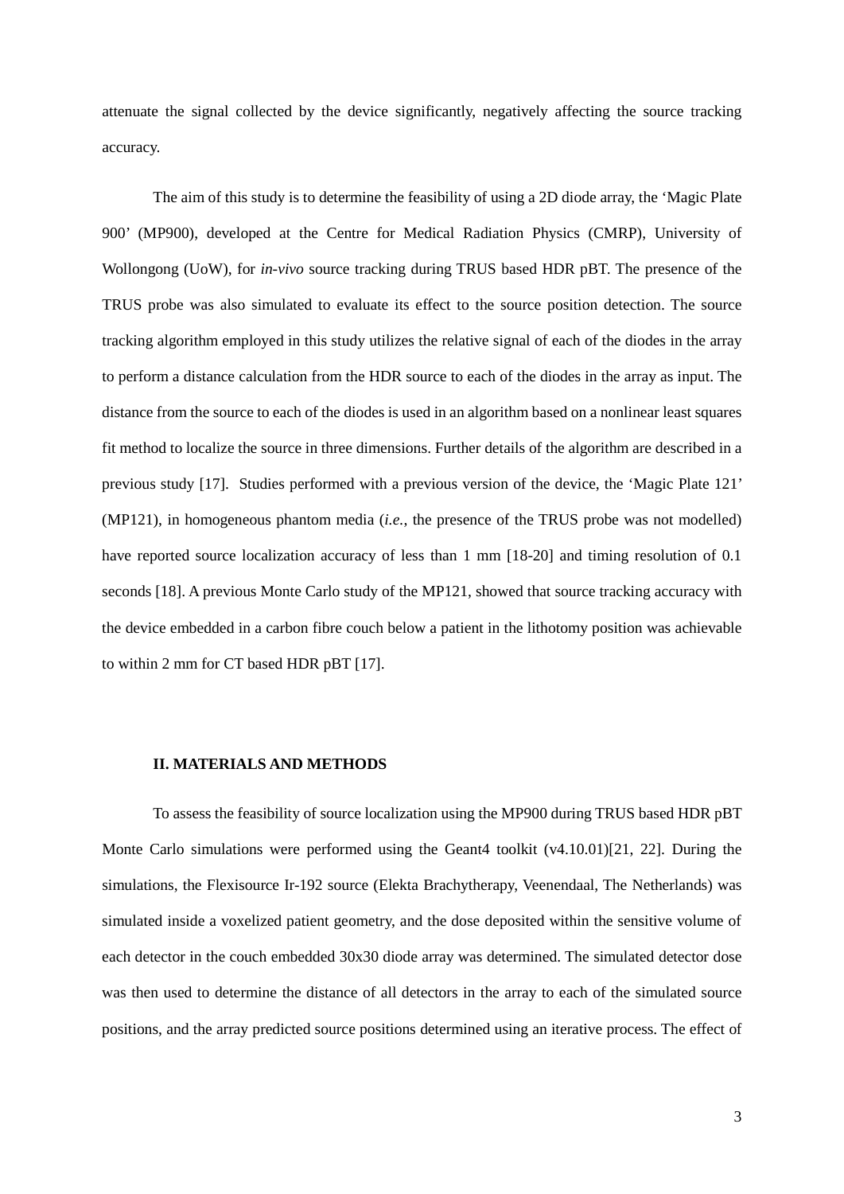attenuate the signal collected by the device significantly, negatively affecting the source tracking accuracy.

The aim of this study is to determine the feasibility of using a 2D diode array, the 'Magic Plate 900' (MP900), developed at the Centre for Medical Radiation Physics (CMRP), University of Wollongong (UoW), for *in-vivo* source tracking during TRUS based HDR pBT. The presence of the TRUS probe was also simulated to evaluate its effect to the source position detection. The source tracking algorithm employed in this study utilizes the relative signal of each of the diodes in the array to perform a distance calculation from the HDR source to each of the diodes in the array as input. The distance from the source to each of the diodes is used in an algorithm based on a nonlinear least squares fit method to localize the source in three dimensions. Further details of the algorithm are described in a previous study [17]. Studies performed with a previous version of the device, the 'Magic Plate 121' (MP121), in homogeneous phantom media (*i.e.*, the presence of the TRUS probe was not modelled) have reported source localization accuracy of less than 1 mm [18-20] and timing resolution of 0.1 seconds [18]. A previous Monte Carlo study of the MP121, showed that source tracking accuracy with the device embedded in a carbon fibre couch below a patient in the lithotomy position was achievable to within 2 mm for CT based HDR pBT [17].

## II. MATERIALS AND METHODS

To assess the feasibility of source localization using the MP900 during TRUS based HDR pBT Monte Carlo simulations were performed using the Geant4 toolkit (v4.10.01)[21, 22]. During the simulations, the Flexisource Ir-192 source (Elekta Brachytherapy, Veenendaal, The Netherlands) was simulated inside a voxelized patient geometry, and the dose deposited within the sensitive volume of each detector in the couch embedded 30x30 diode array was determined. The simulated detector dose was then used to determine the distance of all detectors in the array to each of the simulated source positions, and the array predicted source positions determined using an iterative process. The effect of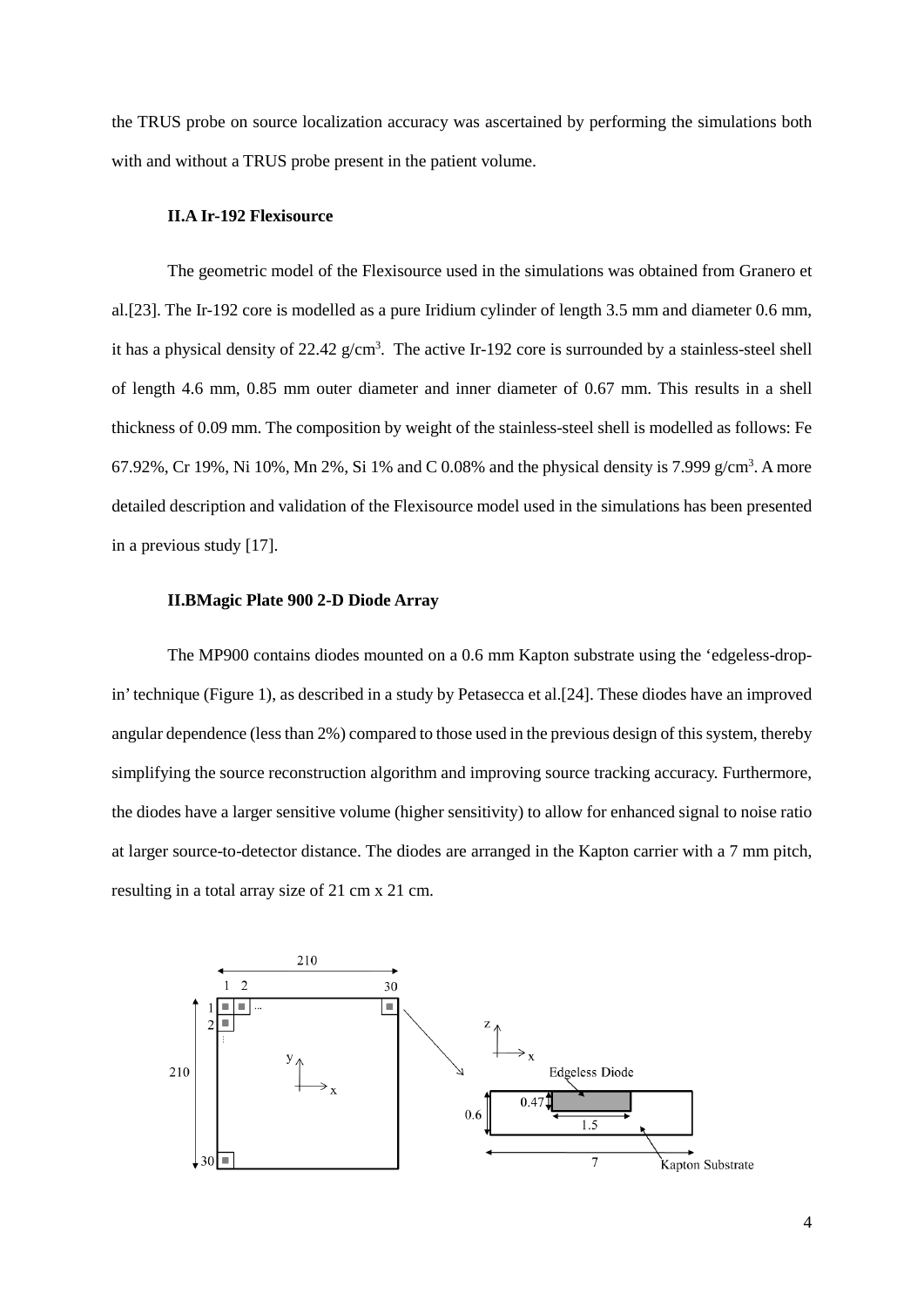the TRUS probe on source localization accuracy was ascertained by performing the simulations both with and without a TRUS probe present in the patient volume.

### II.A Ir-192 Flexisource

The geometric model of the Flexisource used in the simulations was obtained from Granero et al.[23]. The Ir-192 core is modelled as a pure Iridium cylinder of length 3.5 mm and diameter 0.6 mm, it has a physical density of 22.42 g/cm$^3$. The active Ir-192 core is surrounded by a stainless-steel shell of length 4.6 mm, 0.85 mm outer diameter and inner diameter of 0.67 mm. This results in a shell thickness of 0.09 mm. The composition by weight of the stainless-steel shell is modelled as follows: Fe 67.92%, Cr 19%, Ni 10%, Mn 2%, Si 1% and C 0.08% and the physical density is 7.999 g/cm$^3$. A more detailed description and validation of the Flexisource model used in the simulations has been presented in a previous study [17].

### II.B Magic Plate 900 2-D Diode Array

The MP900 contains diodes mounted on a 0.6 mm Kapton substrate using the 'edgeless-drop-in' technique (Figure 1), as described in a study by Petasecca et al.[24]. These diodes have an improved angular dependence (less than 2%) compared to those used in the previous design of this system, thereby simplifying the source reconstruction algorithm and improving source tracking accuracy. Furthermore, the diodes have a larger sensitive volume (higher sensitivity) to allow for enhanced signal to noise ratio at larger source-to-detector distance. The diodes are arranged in the Kapton carrier with a 7 mm pitch, resulting in a total array size of 21 cm x 21 cm.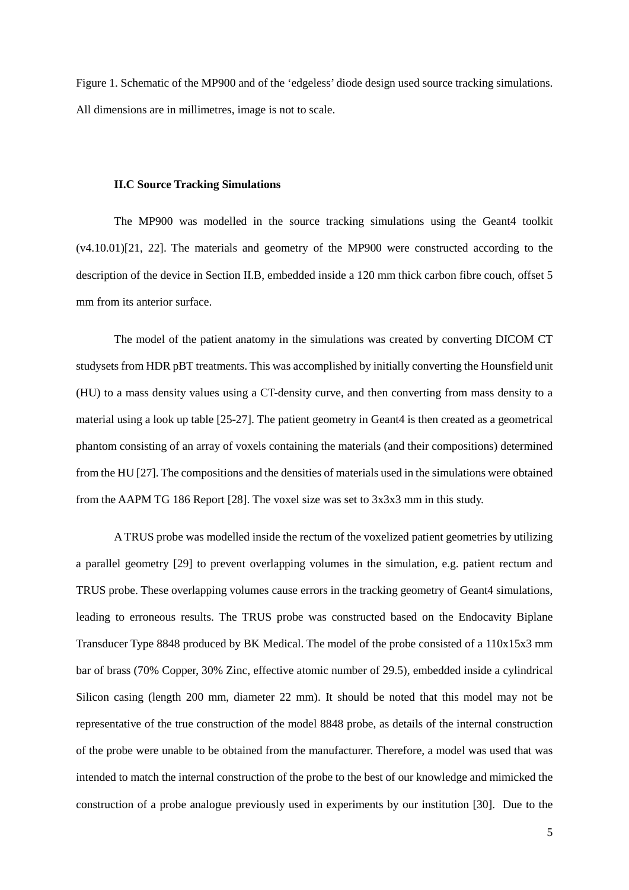Figure 1. Schematic of the MP900 and of the 'edgeless' diode design used source tracking simulations. All dimensions are in millimetres, image is not to scale.

### II.C Source Tracking Simulations

The MP900 was modelled in the source tracking simulations using the Geant4 toolkit (v4.10.01)[21, 22]. The materials and geometry of the MP900 were constructed according to the description of the device in Section II.B, embedded inside a 120 mm thick carbon fibre couch, offset 5 mm from its anterior surface.

The model of the patient anatomy in the simulations was created by converting DICOM CT studysets from HDR pBT treatments. This was accomplished by initially converting the Hounsfield unit (HU) to a mass density values using a CT-density curve, and then converting from mass density to a material using a look up table [25-27]. The patient geometry in Geant4 is then created as a geometrical phantom consisting of an array of voxels containing the materials (and their compositions) determined from the HU [27]. The compositions and the densities of materials used in the simulations were obtained from the AAPM TG 186 Report [28]. The voxel size was set to 3x3x3 mm in this study.

A TRUS probe was modelled inside the rectum of the voxelized patient geometries by utilizing a parallel geometry [29] to prevent overlapping volumes in the simulation, e.g. patient rectum and TRUS probe. These overlapping volumes cause errors in the tracking geometry of Geant4 simulations, leading to erroneous results. The TRUS probe was constructed based on the Endocavity Biplane Transducer Type 8848 produced by BK Medical. The model of the probe consisted of a 110x15x3 mm bar of brass (70% Copper, 30% Zinc, effective atomic number of 29.5), embedded inside a cylindrical Silicon casing (length 200 mm, diameter 22 mm). It should be noted that this model may not be representative of the true construction of the model 8848 probe, as details of the internal construction of the probe were unable to be obtained from the manufacturer. Therefore, a model was used that was intended to match the internal construction of the probe to the best of our knowledge and mimicked the construction of a probe analogue previously used in experiments by our institution [30]. Due to the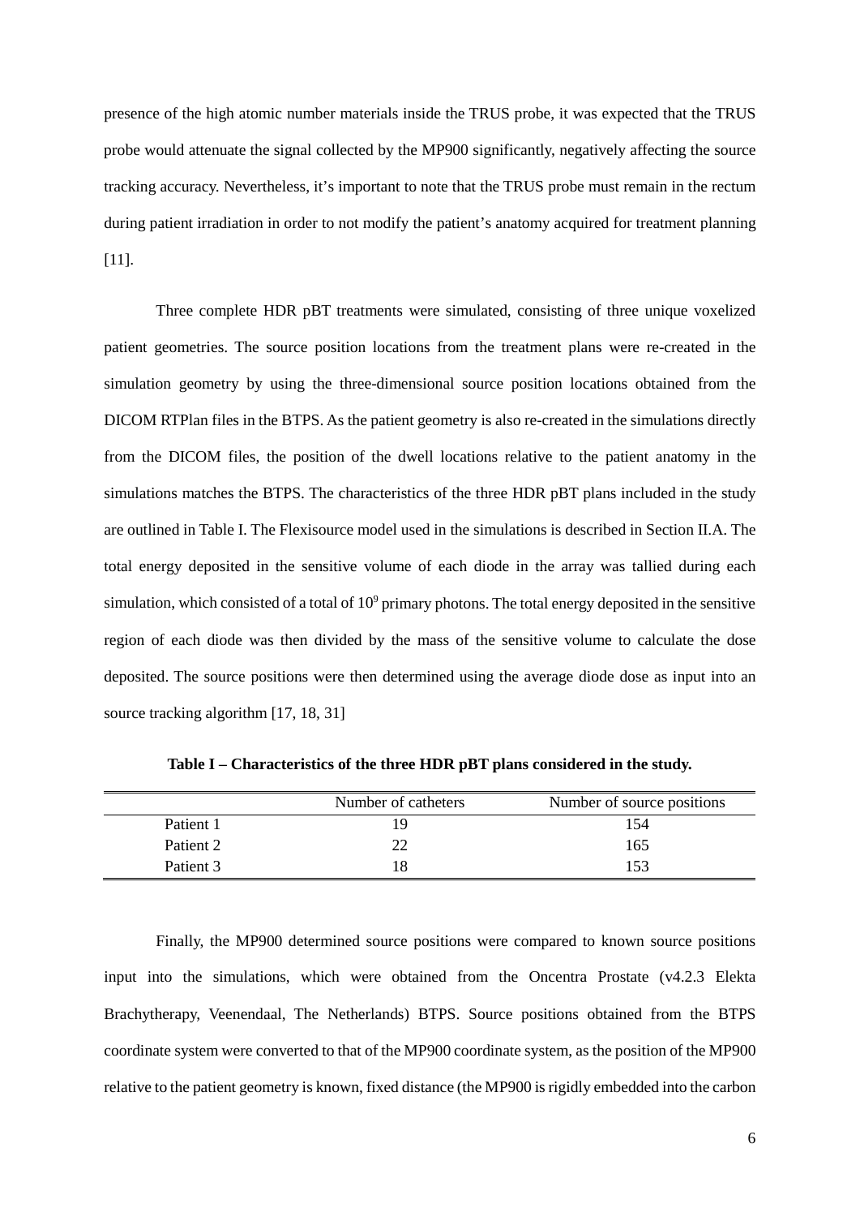presence of the high atomic number materials inside the TRUS probe, it was expected that the TRUS probe would attenuate the signal collected by the MP900 significantly, negatively affecting the source tracking accuracy. Nevertheless, it's important to note that the TRUS probe must remain in the rectum during patient irradiation in order to not modify the patient's anatomy acquired for treatment planning [11].

Three complete HDR pBT treatments were simulated, consisting of three unique voxelized patient geometries. The source position locations from the treatment plans were re-created in the simulation geometry by using the three-dimensional source position locations obtained from the DICOM RTPlan files in the BTPS. As the patient geometry is also re-created in the simulations directly from the DICOM files, the position of the dwell locations relative to the patient anatomy in the simulations matches the BTPS. The characteristics of the three HDR pBT plans included in the study are outlined in Table I. The Flexisource model used in the simulations is described in Section II.A. The total energy deposited in the sensitive volume of each diode in the array was tallied during each simulation, which consisted of a total of $10^9$ primary photons. The total energy deposited in the sensitive region of each diode was then divided by the mass of the sensitive volume to calculate the dose deposited. The source positions were then determined using the average diode dose as input into an source tracking algorithm [17, 18, 31]

**Table I – Characteristics of the three HDR pBT plans considered in the study.**

| | Number of catheters | Number of source positions |
|---|---|---|
| Patient 1 | 19 | 154 |
| Patient 2 | 22 | 165 |
| Patient 3 | 18 | 153 |

Finally, the MP900 determined source positions were compared to known source positions input into the simulations, which were obtained from the Oncentra Prostate (v4.2.3 Elekta Brachytherapy, Veenendaal, The Netherlands) BTPS. Source positions obtained from the BTPS coordinate system were converted to that of the MP900 coordinate system, as the position of the MP900 relative to the patient geometry is known, fixed distance (the MP900 is rigidly embedded into the carbon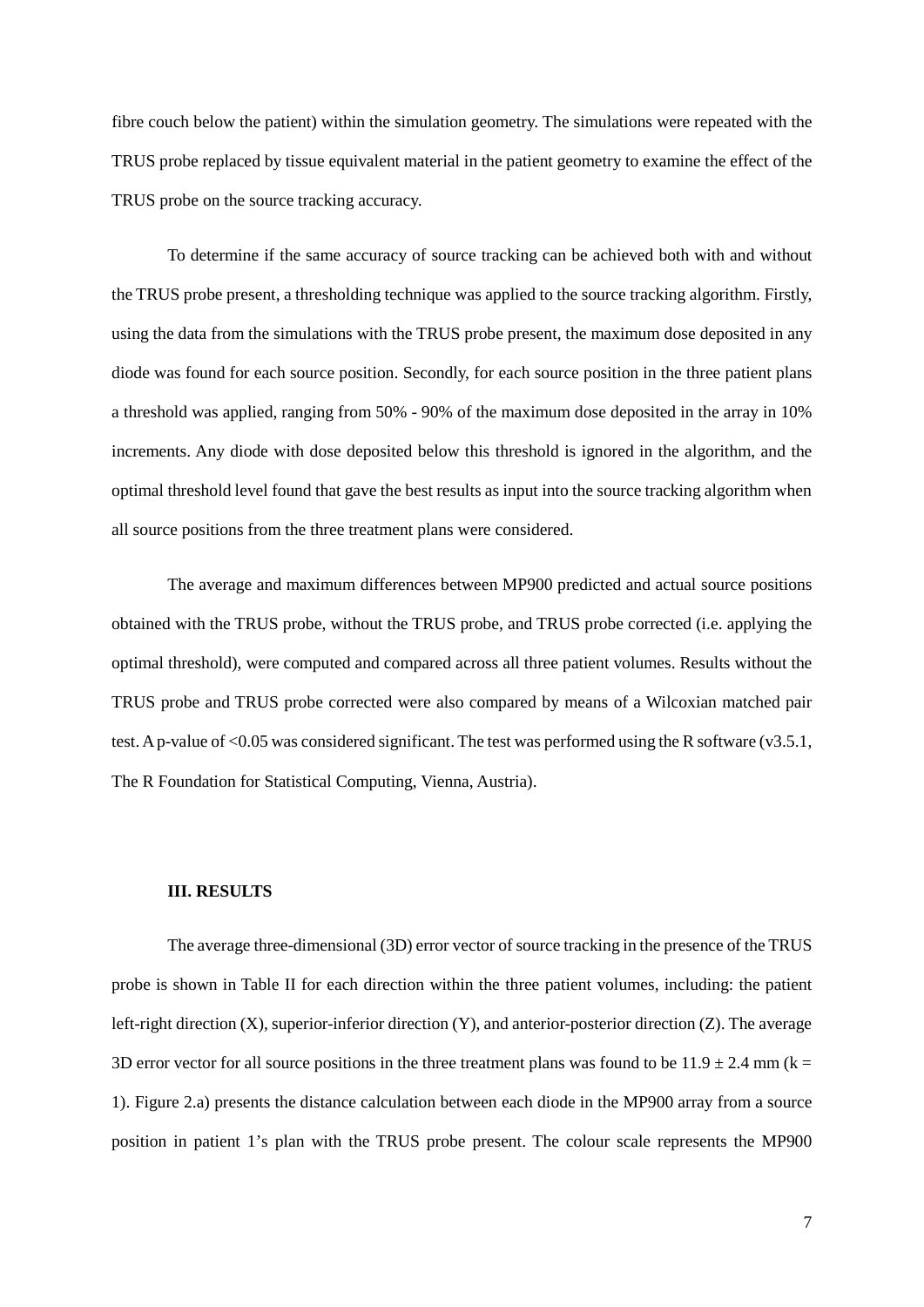fibre couch below the patient) within the simulation geometry. The simulations were repeated with the TRUS probe replaced by tissue equivalent material in the patient geometry to examine the effect of the TRUS probe on the source tracking accuracy.

To determine if the same accuracy of source tracking can be achieved both with and without the TRUS probe present, a thresholding technique was applied to the source tracking algorithm. Firstly, using the data from the simulations with the TRUS probe present, the maximum dose deposited in any diode was found for each source position. Secondly, for each source position in the three patient plans a threshold was applied, ranging from 50% - 90% of the maximum dose deposited in the array in 10% increments. Any diode with dose deposited below this threshold is ignored in the algorithm, and the optimal threshold level found that gave the best results as input into the source tracking algorithm when all source positions from the three treatment plans were considered.

The average and maximum differences between MP900 predicted and actual source positions obtained with the TRUS probe, without the TRUS probe, and TRUS probe corrected (i.e. applying the optimal threshold), were computed and compared across all three patient volumes. Results without the TRUS probe and TRUS probe corrected were also compared by means of a Wilcoxian matched pair test. A p-value of $<0.05$ was considered significant. The test was performed using the R software (v3.5.1, The R Foundation for Statistical Computing, Vienna, Austria).

## III. RESULTS

The average three-dimensional (3D) error vector of source tracking in the presence of the TRUS probe is shown in Table II for each direction within the three patient volumes, including: the patient left-right direction (X), superior-inferior direction (Y), and anterior-posterior direction (Z). The average 3D error vector for all source positions in the three treatment plans was found to be $11.9 \pm 2.4$ mm ($k = 1$). Figure 2.a) presents the distance calculation between each diode in the MP900 array from a source position in patient 1's plan with the TRUS probe present. The colour scale represents the MP900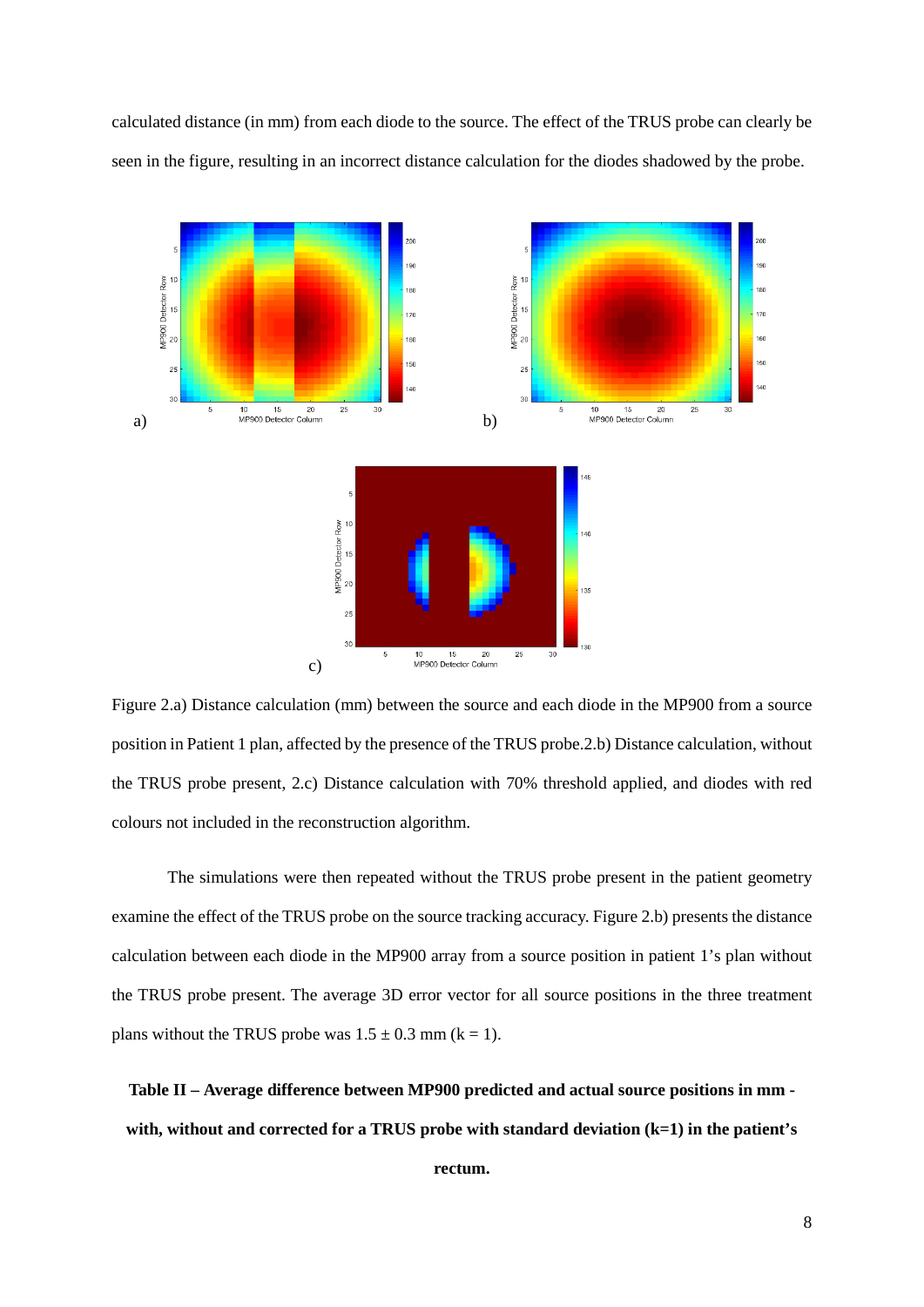calculated distance (in mm) from each diode to the source. The effect of the TRUS probe can clearly be seen in the figure, resulting in an incorrect distance calculation for the diodes shadowed by the probe.

Figure 2.a) Distance calculation (mm) between the source and each diode in the MP900 from a source position in Patient 1 plan, affected by the presence of the TRUS probe.2.b) Distance calculation, without the TRUS probe present, 2.c) Distance calculation with 70% threshold applied, and diodes with red colours not included in the reconstruction algorithm.

The simulations were then repeated without the TRUS probe present in the patient geometry examine the effect of the TRUS probe on the source tracking accuracy. Figure 2.b) presents the distance calculation between each diode in the MP900 array from a source position in patient 1's plan without the TRUS probe present. The average 3D error vector for all source positions in the three treatment plans without the TRUS probe was $1.5 \pm 0.3$ mm ($k = 1$).

**Table II – Average difference between MP900 predicted and actual source positions in mm - with, without and corrected for a TRUS probe with standard deviation (k=1) in the patient's rectum.**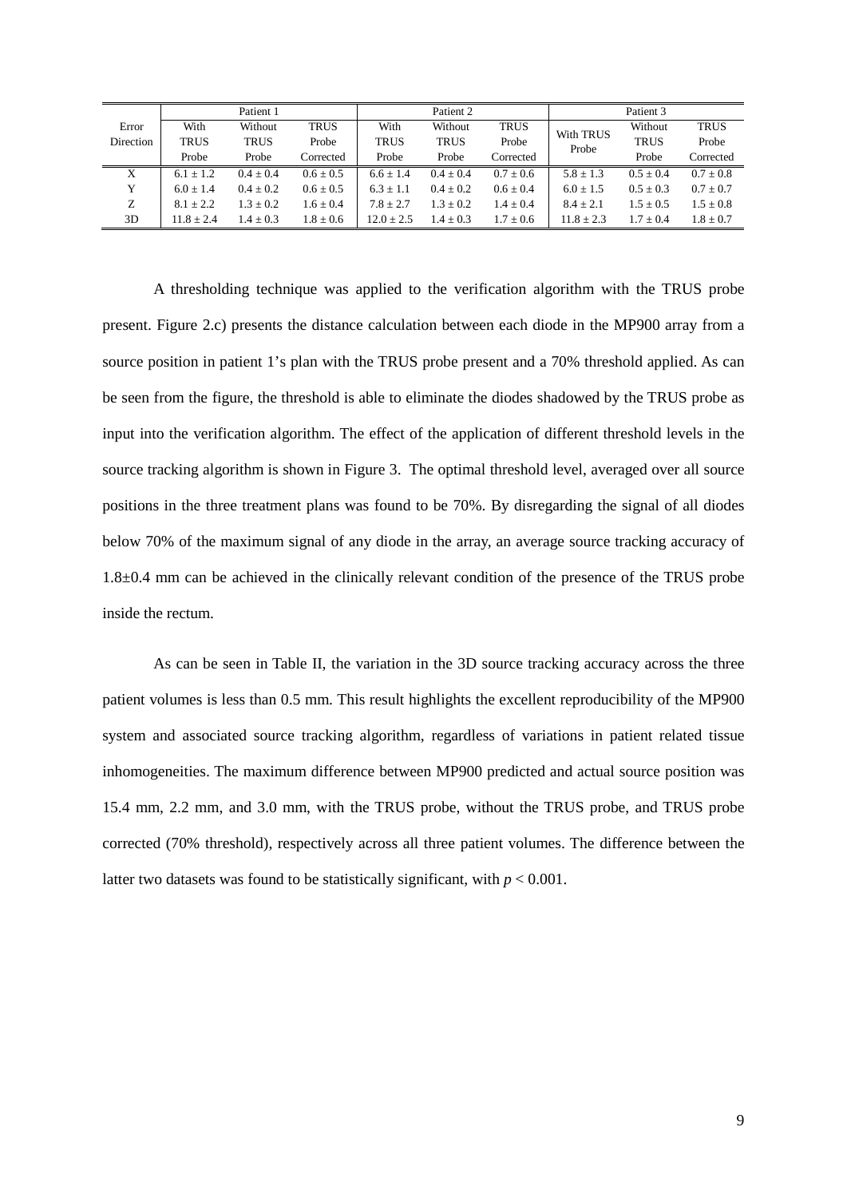| Error Direction | Patient 1 | | | Patient 2 | | | Patient 3 | | |
|---|---|---|---|---|---|---|---|---|---|
| | With TRUS Probe | Without TRUS Probe | TRUS Probe Corrected | With TRUS Probe | Without TRUS Probe | TRUS Probe Corrected | With TRUS Probe | Without TRUS Probe | TRUS Probe Corrected |
| X | 6.1 ± 1.2 | 0.4 ± 0.4 | 0.6 ± 0.5 | 6.6 ± 1.4 | 0.4 ± 0.4 | 0.7 ± 0.6 | 5.8 ± 1.3 | 0.5 ± 0.4 | 0.7 ± 0.8 |
| Y | 6.0 ± 1.4 | 0.4 ± 0.2 | 0.6 ± 0.5 | 6.3 ± 1.1 | 0.4 ± 0.2 | 0.6 ± 0.4 | 6.0 ± 1.5 | 0.5 ± 0.3 | 0.7 ± 0.7 |
| Z | 8.1 ± 2.2 | 1.3 ± 0.2 | 1.6 ± 0.4 | 7.8 ± 2.7 | 1.3 ± 0.2 | 1.4 ± 0.4 | 8.4 ± 2.1 | 1.5 ± 0.5 | 1.5 ± 0.8 |
| 3D | 11.8 ± 2.4 | 1.4 ± 0.3 | 1.8 ± 0.6 | 12.0 ± 2.5 | 1.4 ± 0.3 | 1.7 ± 0.6 | 11.8 ± 2.3 | 1.7 ± 0.4 | 1.8 ± 0.7 |

A thresholding technique was applied to the verification algorithm with the TRUS probe present. Figure 2.c) presents the distance calculation between each diode in the MP900 array from a source position in patient 1's plan with the TRUS probe present and a 70% threshold applied. As can be seen from the figure, the threshold is able to eliminate the diodes shadowed by the TRUS probe as input into the verification algorithm. The effect of the application of different threshold levels in the source tracking algorithm is shown in Figure 3. The optimal threshold level, averaged over all source positions in the three treatment plans was found to be 70%. By disregarding the signal of all diodes below 70% of the maximum signal of any diode in the array, an average source tracking accuracy of 1.8±0.4 mm can be achieved in the clinically relevant condition of the presence of the TRUS probe inside the rectum.

As can be seen in Table II, the variation in the 3D source tracking accuracy across the three patient volumes is less than 0.5 mm. This result highlights the excellent reproducibility of the MP900 system and associated source tracking algorithm, regardless of variations in patient related tissue inhomogeneities. The maximum difference between MP900 predicted and actual source position was 15.4 mm, 2.2 mm, and 3.0 mm, with the TRUS probe, without the TRUS probe, and TRUS probe corrected (70% threshold), respectively across all three patient volumes. The difference between the latter two datasets was found to be statistically significant, with $p < 0.001$.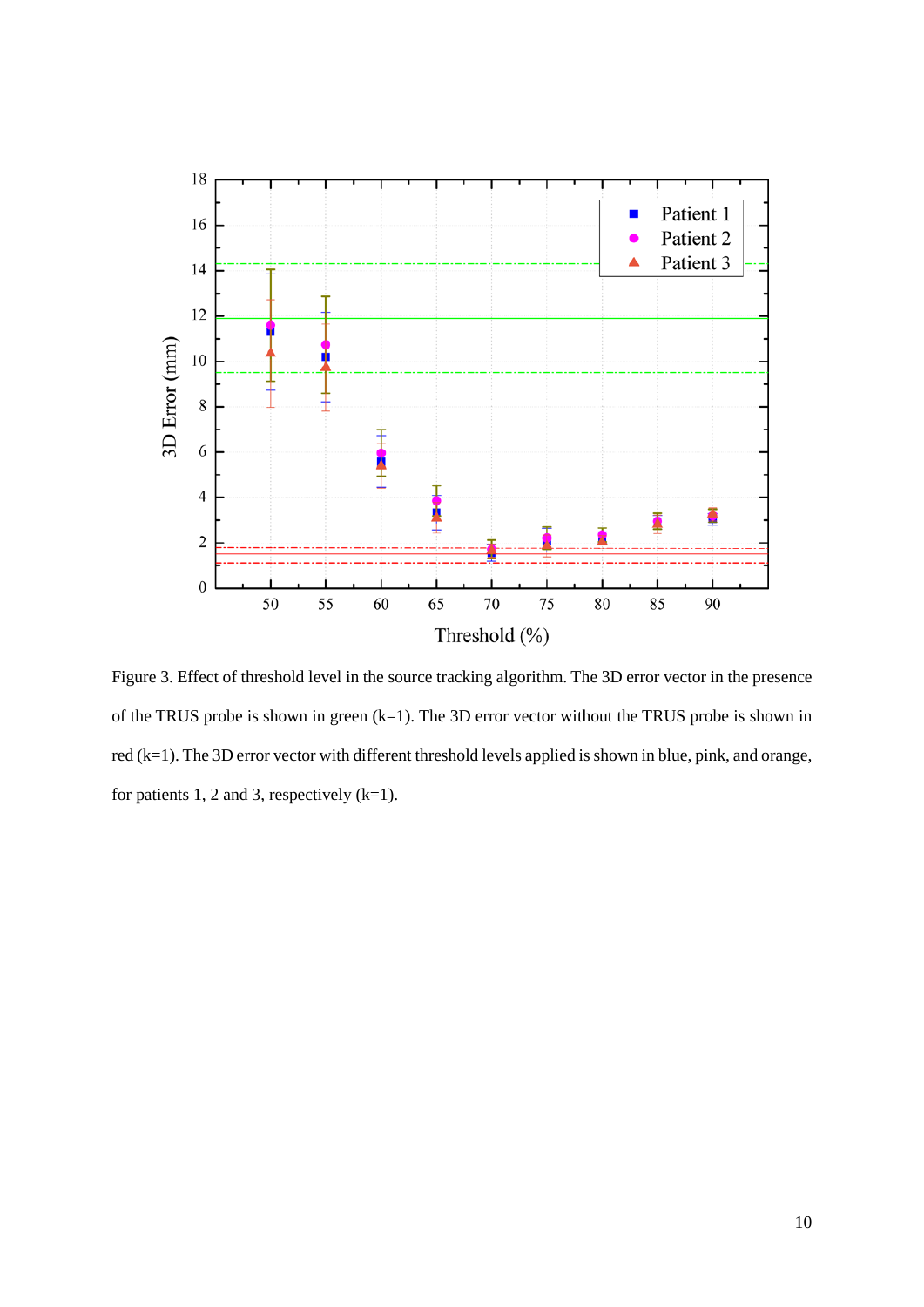Figure 3. Effect of threshold level in the source tracking algorithm. The 3D error vector in the presence of the TRUS probe is shown in green (k=1). The 3D error vector without the TRUS probe is shown in red (k=1). The 3D error vector with different threshold levels applied is shown in blue, pink, and orange, for patients 1, 2 and 3, respectively (k=1).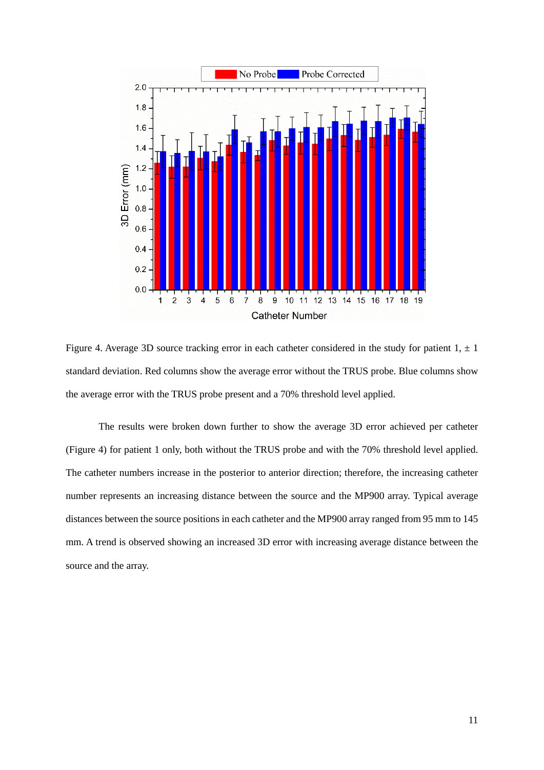Figure 4. Average 3D source tracking error in each catheter considered in the study for patient 1, ± 1 standard deviation. Red columns show the average error without the TRUS probe. Blue columns show the average error with the TRUS probe present and a 70% threshold level applied.

The results were broken down further to show the average 3D error achieved per catheter (Figure 4) for patient 1 only, both without the TRUS probe and with the 70% threshold level applied. The catheter numbers increase in the posterior to anterior direction; therefore, the increasing catheter number represents an increasing distance between the source and the MP900 array. Typical average distances between the source positions in each catheter and the MP900 array ranged from 95 mm to 145 mm. A trend is observed showing an increased 3D error with increasing average distance between the source and the array.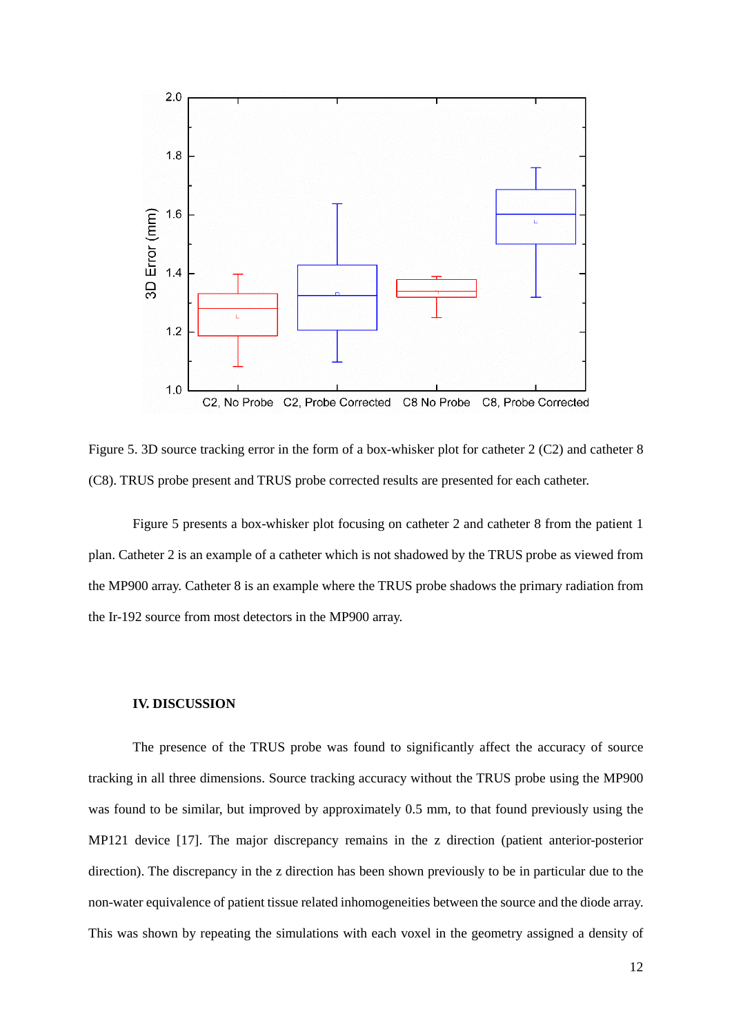Figure 5. 3D source tracking error in the form of a box-whisker plot for catheter 2 (C2) and catheter 8 (C8). TRUS probe present and TRUS probe corrected results are presented for each catheter.

Figure 5 presents a box-whisker plot focusing on catheter 2 and catheter 8 from the patient 1 plan. Catheter 2 is an example of a catheter which is not shadowed by the TRUS probe as viewed from the MP900 array. Catheter 8 is an example where the TRUS probe shadows the primary radiation from the Ir-192 source from most detectors in the MP900 array.

## IV. DISCUSSION

The presence of the TRUS probe was found to significantly affect the accuracy of source tracking in all three dimensions. Source tracking accuracy without the TRUS probe using the MP900 was found to be similar, but improved by approximately 0.5 mm, to that found previously using the MP121 device [17]. The major discrepancy remains in the z direction (patient anterior-posterior direction). The discrepancy in the z direction has been shown previously to be in particular due to the non-water equivalence of patient tissue related inhomogeneities between the source and the diode array. This was shown by repeating the simulations with each voxel in the geometry assigned a density of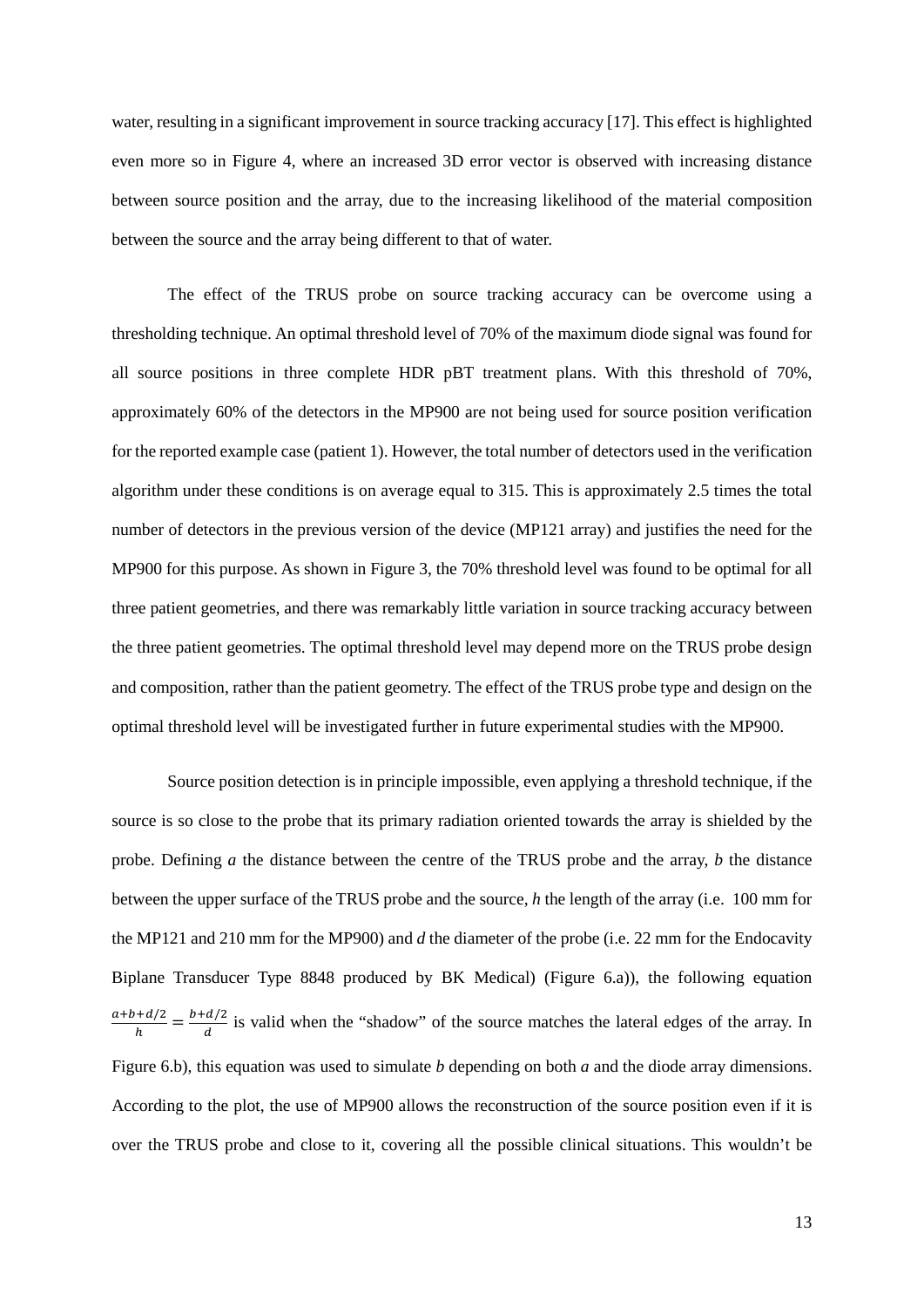water, resulting in a significant improvement in source tracking accuracy [17]. This effect is highlighted even more so in Figure 4, where an increased 3D error vector is observed with increasing distance between source position and the array, due to the increasing likelihood of the material composition between the source and the array being different to that of water.

The effect of the TRUS probe on source tracking accuracy can be overcome using a thresholding technique. An optimal threshold level of 70% of the maximum diode signal was found for all source positions in three complete HDR pBT treatment plans. With this threshold of 70%, approximately 60% of the detectors in the MP900 are not being used for source position verification for the reported example case (patient 1). However, the total number of detectors used in the verification algorithm under these conditions is on average equal to 315. This is approximately 2.5 times the total number of detectors in the previous version of the device (MP121 array) and justifies the need for the MP900 for this purpose. As shown in Figure 3, the 70% threshold level was found to be optimal for all three patient geometries, and there was remarkably little variation in source tracking accuracy between the three patient geometries. The optimal threshold level may depend more on the TRUS probe design and composition, rather than the patient geometry. The effect of the TRUS probe type and design on the optimal threshold level will be investigated further in future experimental studies with the MP900.

Source position detection is in principle impossible, even applying a threshold technique, if the source is so close to the probe that its primary radiation oriented towards the array is shielded by the probe. Defining $a$ the distance between the centre of the TRUS probe and the array, $b$ the distance between the upper surface of the TRUS probe and the source, $h$ the length of the array (i.e. 100 mm for the MP121 and 210 mm for the MP900) and $d$ the diameter of the probe (i.e. 22 mm for the Endocavity Biplane Transducer Type 8848 produced by BK Medical) (Figure 6.a)), the following equation $\frac{a+b+d/2}{h} = \frac{b+d/2}{d}$ is valid when the "shadow" of the source matches the lateral edges of the array. In Figure 6.b), this equation was used to simulate $b$ depending on both $a$ and the diode array dimensions. According to the plot, the use of MP900 allows the reconstruction of the source position even if it is over the TRUS probe and close to it, covering all the possible clinical situations. This wouldn't be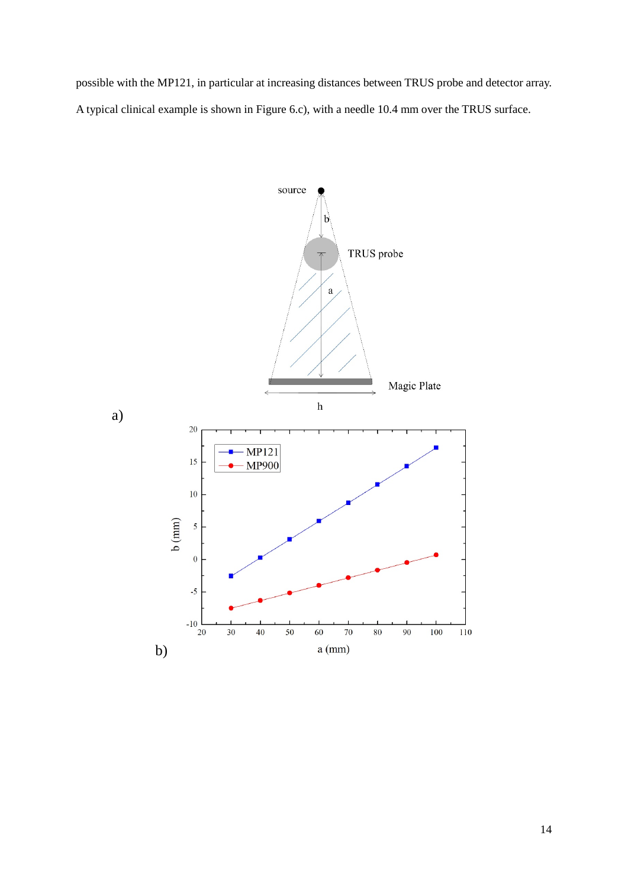possible with the MP121, in particular at increasing distances between TRUS probe and detector array. A typical clinical example is shown in Figure 6.c), with a needle 10.4 mm over the TRUS surface.

a)

b)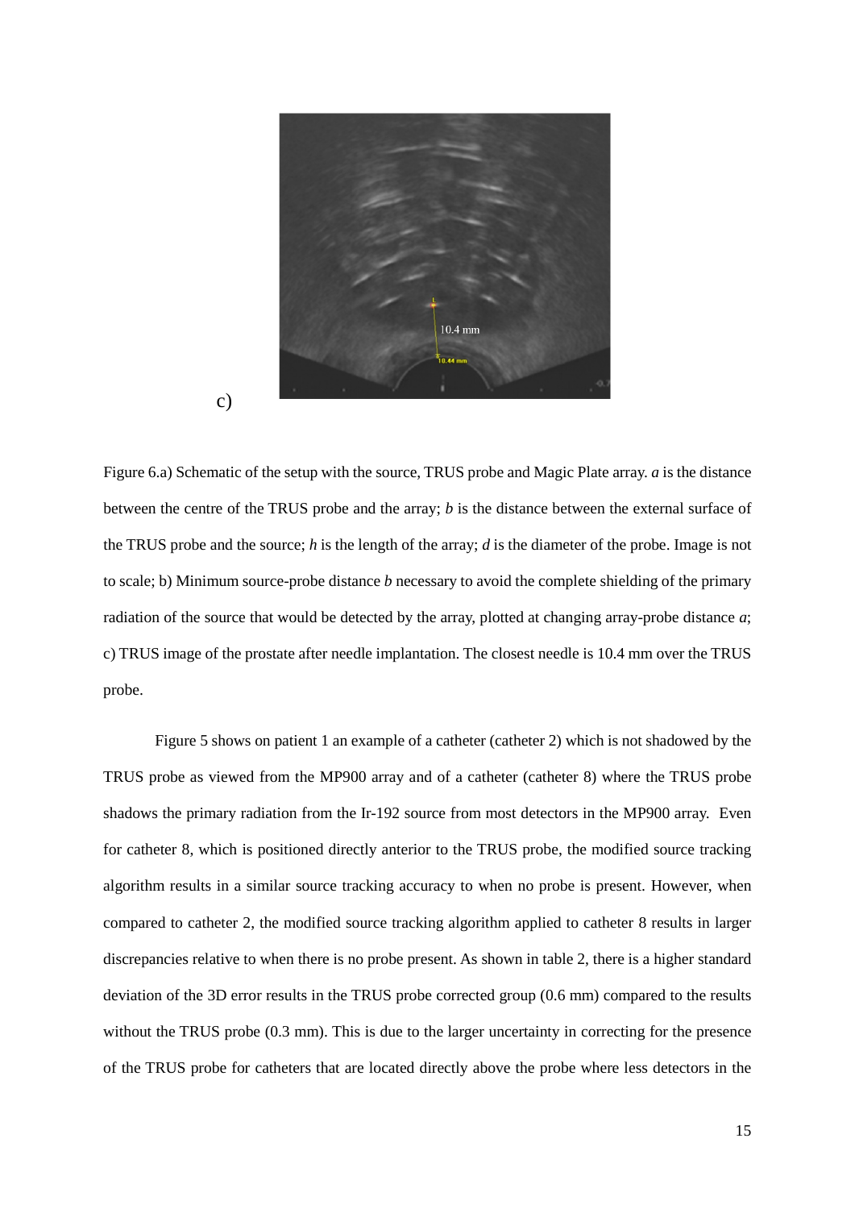c)

Figure 6.a) Schematic of the setup with the source, TRUS probe and Magic Plate array. *a* is the distance between the centre of the TRUS probe and the array; *b* is the distance between the external surface of the TRUS probe and the source; *h* is the length of the array; *d* is the diameter of the probe. Image is not to scale; b) Minimum source-probe distance *b* necessary to avoid the complete shielding of the primary radiation of the source that would be detected by the array, plotted at changing array-probe distance *a*; c) TRUS image of the prostate after needle implantation. The closest needle is 10.4 mm over the TRUS probe.

Figure 5 shows on patient 1 an example of a catheter (catheter 2) which is not shadowed by the TRUS probe as viewed from the MP900 array and of a catheter (catheter 8) where the TRUS probe shadows the primary radiation from the Ir-192 source from most detectors in the MP900 array. Even for catheter 8, which is positioned directly anterior to the TRUS probe, the modified source tracking algorithm results in a similar source tracking accuracy to when no probe is present. However, when compared to catheter 2, the modified source tracking algorithm applied to catheter 8 results in larger discrepancies relative to when there is no probe present. As shown in table 2, there is a higher standard deviation of the 3D error results in the TRUS probe corrected group (0.6 mm) compared to the results without the TRUS probe (0.3 mm). This is due to the larger uncertainty in correcting for the presence of the TRUS probe for catheters that are located directly above the probe where less detectors in the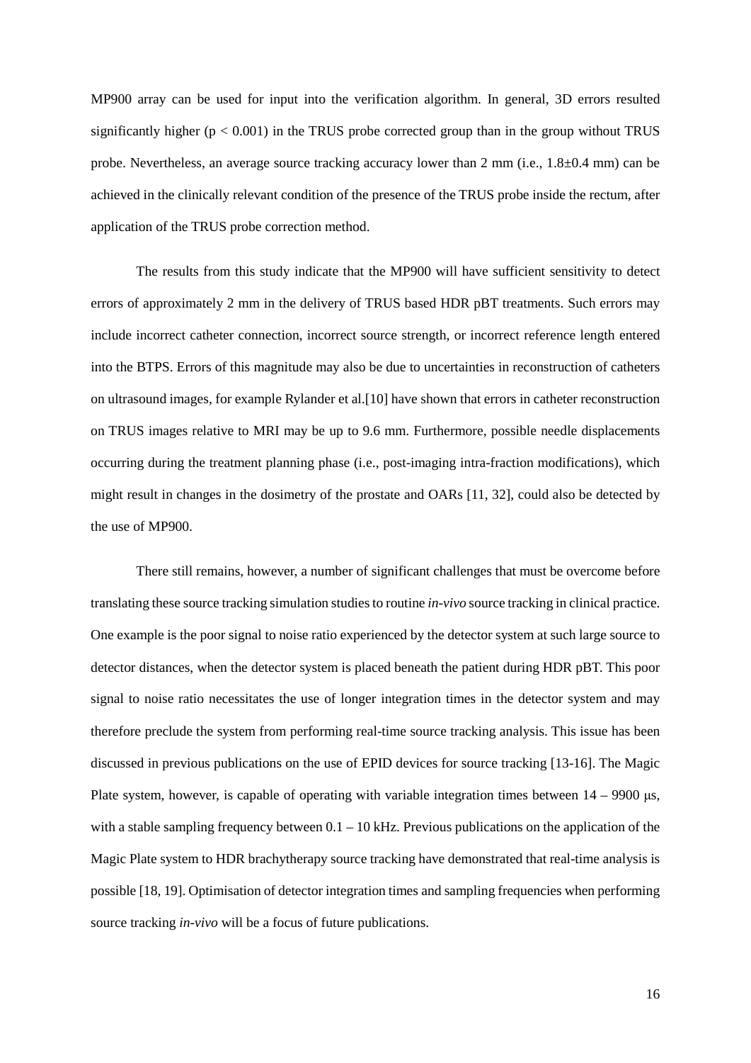MP900 array can be used for input into the verification algorithm. In general, 3D errors resulted significantly higher ($p < 0.001$) in the TRUS probe corrected group than in the group without TRUS probe. Nevertheless, an average source tracking accuracy lower than 2 mm (i.e., 1.8±0.4 mm) can be achieved in the clinically relevant condition of the presence of the TRUS probe inside the rectum, after application of the TRUS probe correction method.

The results from this study indicate that the MP900 will have sufficient sensitivity to detect errors of approximately 2 mm in the delivery of TRUS based HDR pBT treatments. Such errors may include incorrect catheter connection, incorrect source strength, or incorrect reference length entered into the BTPS. Errors of this magnitude may also be due to uncertainties in reconstruction of catheters on ultrasound images, for example Rylander et al.[10] have shown that errors in catheter reconstruction on TRUS images relative to MRI may be up to 9.6 mm. Furthermore, possible needle displacements occurring during the treatment planning phase (i.e., post-imaging intra-fraction modifications), which might result in changes in the dosimetry of the prostate and OARs [11, 32], could also be detected by the use of MP900.

There still remains, however, a number of significant challenges that must be overcome before translating these source tracking simulation studies to routine *in-vivo* source tracking in clinical practice. One example is the poor signal to noise ratio experienced by the detector system at such large source to detector distances, when the detector system is placed beneath the patient during HDR pBT. This poor signal to noise ratio necessitates the use of longer integration times in the detector system and may therefore preclude the system from performing real-time source tracking analysis. This issue has been discussed in previous publications on the use of EPID devices for source tracking [13-16]. The Magic Plate system, however, is capable of operating with variable integration times between 14 – 9900 μs, with a stable sampling frequency between 0.1 – 10 kHz. Previous publications on the application of the Magic Plate system to HDR brachytherapy source tracking have demonstrated that real-time analysis is possible [18, 19]. Optimisation of detector integration times and sampling frequencies when performing source tracking *in-vivo* will be a focus of future publications.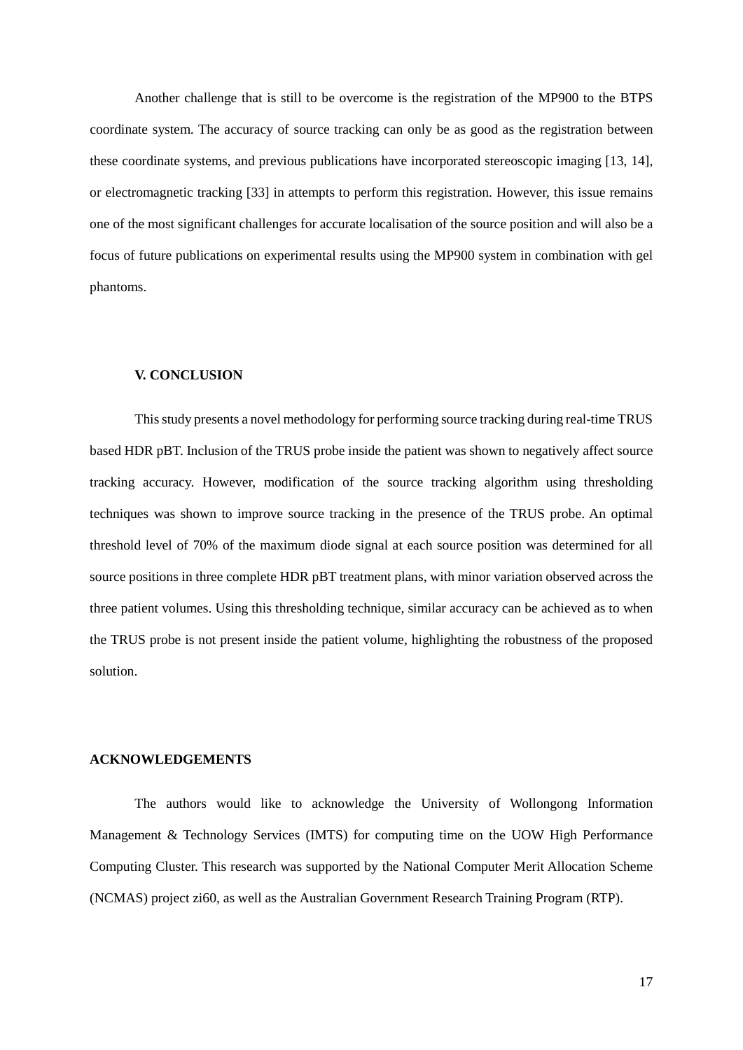Another challenge that is still to be overcome is the registration of the MP900 to the BTPS coordinate system. The accuracy of source tracking can only be as good as the registration between these coordinate systems, and previous publications have incorporated stereoscopic imaging [13, 14], or electromagnetic tracking [33] in attempts to perform this registration. However, this issue remains one of the most significant challenges for accurate localisation of the source position and will also be a focus of future publications on experimental results using the MP900 system in combination with gel phantoms.

## V. CONCLUSION

This study presents a novel methodology for performing source tracking during real-time TRUS based HDR pBT. Inclusion of the TRUS probe inside the patient was shown to negatively affect source tracking accuracy. However, modification of the source tracking algorithm using thresholding techniques was shown to improve source tracking in the presence of the TRUS probe. An optimal threshold level of 70% of the maximum diode signal at each source position was determined for all source positions in three complete HDR pBT treatment plans, with minor variation observed across the three patient volumes. Using this thresholding technique, similar accuracy can be achieved as to when the TRUS probe is not present inside the patient volume, highlighting the robustness of the proposed solution.

## ACKNOWLEDGEMENTS

The authors would like to acknowledge the University of Wollongong Information Management & Technology Services (IMTS) for computing time on the UOW High Performance Computing Cluster. This research was supported by the National Computer Merit Allocation Scheme (NCMAS) project zi60, as well as the Australian Government Research Training Program (RTP).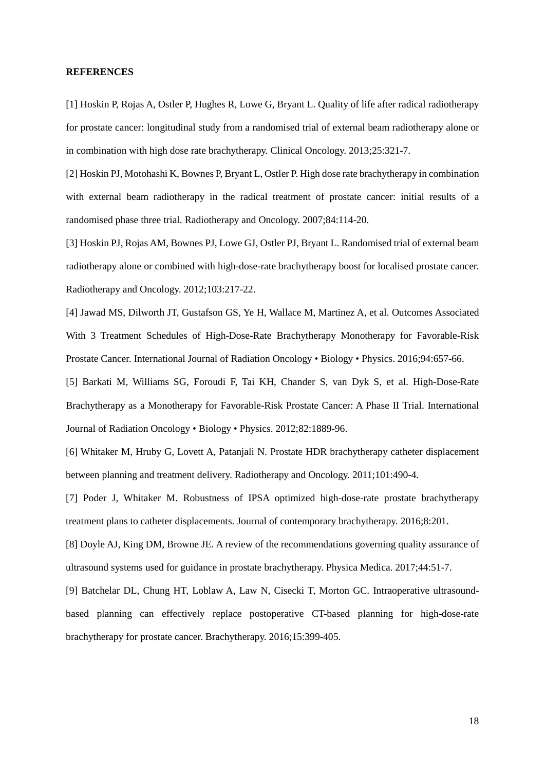**REFERENCES**

[1] Hoskin P, Rojas A, Ostler P, Hughes R, Lowe G, Bryant L. Quality of life after radical radiotherapy for prostate cancer: longitudinal study from a randomised trial of external beam radiotherapy alone or in combination with high dose rate brachytherapy. Clinical Oncology. 2013;25:321-7.

[2] Hoskin PJ, Motohashi K, Bownes P, Bryant L, Ostler P. High dose rate brachytherapy in combination with external beam radiotherapy in the radical treatment of prostate cancer: initial results of a randomised phase three trial. Radiotherapy and Oncology. 2007;84:114-20.

[3] Hoskin PJ, Rojas AM, Bownes PJ, Lowe GJ, Ostler PJ, Bryant L. Randomised trial of external beam radiotherapy alone or combined with high-dose-rate brachytherapy boost for localised prostate cancer. Radiotherapy and Oncology. 2012;103:217-22.

[4] Jawad MS, Dilworth JT, Gustafson GS, Ye H, Wallace M, Martinez A, et al. Outcomes Associated With 3 Treatment Schedules of High-Dose-Rate Brachytherapy Monotherapy for Favorable-Risk Prostate Cancer. International Journal of Radiation Oncology • Biology • Physics. 2016;94:657-66.

[5] Barkati M, Williams SG, Foroudi F, Tai KH, Chander S, van Dyk S, et al. High-Dose-Rate Brachytherapy as a Monotherapy for Favorable-Risk Prostate Cancer: A Phase II Trial. International Journal of Radiation Oncology • Biology • Physics. 2012;82:1889-96.

[6] Whitaker M, Hruby G, Lovett A, Patanjali N. Prostate HDR brachytherapy catheter displacement between planning and treatment delivery. Radiotherapy and Oncology. 2011;101:490-4.

[7] Poder J, Whitaker M. Robustness of IPSA optimized high-dose-rate prostate brachytherapy treatment plans to catheter displacements. Journal of contemporary brachytherapy. 2016;8:201.

[8] Doyle AJ, King DM, Browne JE. A review of the recommendations governing quality assurance of ultrasound systems used for guidance in prostate brachytherapy. Physica Medica. 2017;44:51-7.

[9] Batchelar DL, Chung HT, Loblaw A, Law N, Cisecki T, Morton GC. Intraoperative ultrasound-based planning can effectively replace postoperative CT-based planning for high-dose-rate brachytherapy for prostate cancer. Brachytherapy. 2016;15:399-405.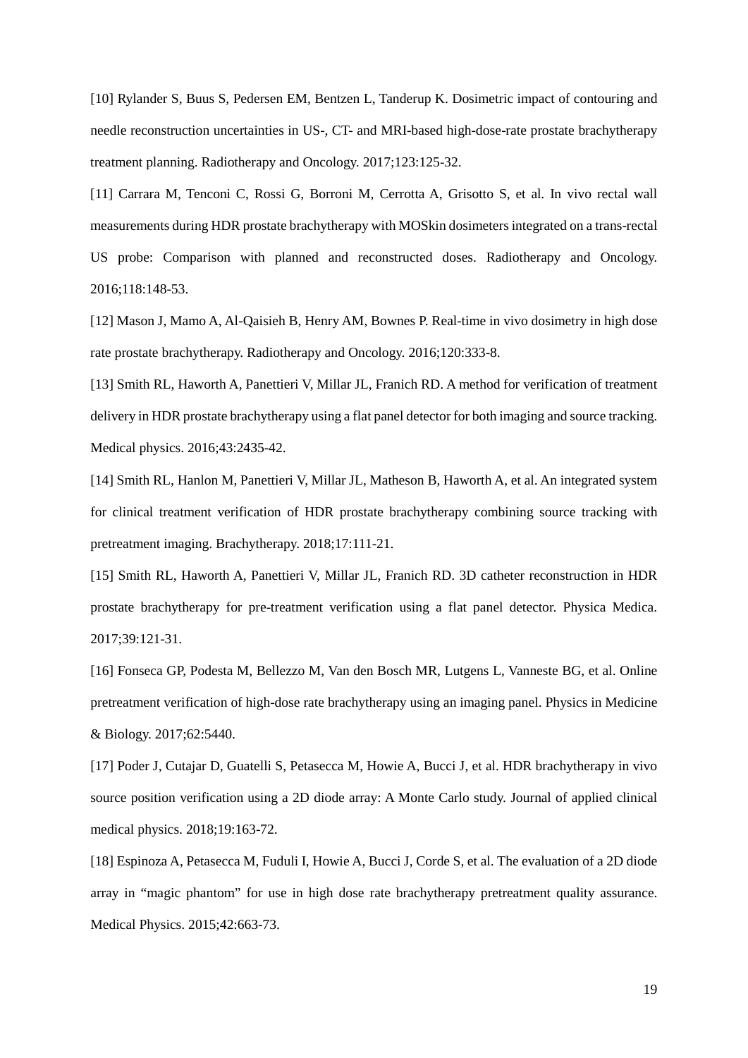[10] Rylander S, Buus S, Pedersen EM, Bentzen L, Tanderup K. Dosimetric impact of contouring and needle reconstruction uncertainties in US-, CT- and MRI-based high-dose-rate prostate brachytherapy treatment planning. Radiotherapy and Oncology. 2017;123:125-32.

[11] Carrara M, Tenconi C, Rossi G, Borroni M, Cerrotta A, Grisotto S, et al. In vivo rectal wall measurements during HDR prostate brachytherapy with MOSkin dosimeters integrated on a trans-rectal US probe: Comparison with planned and reconstructed doses. Radiotherapy and Oncology. 2016;118:148-53.

[12] Mason J, Mamo A, Al-Qaisieh B, Henry AM, Bownes P. Real-time in vivo dosimetry in high dose rate prostate brachytherapy. Radiotherapy and Oncology. 2016;120:333-8.

[13] Smith RL, Haworth A, Panettieri V, Millar JL, Franich RD. A method for verification of treatment delivery in HDR prostate brachytherapy using a flat panel detector for both imaging and source tracking. Medical physics. 2016;43:2435-42.

[14] Smith RL, Hanlon M, Panettieri V, Millar JL, Matheson B, Haworth A, et al. An integrated system for clinical treatment verification of HDR prostate brachytherapy combining source tracking with pretreatment imaging. Brachytherapy. 2018;17:111-21.

[15] Smith RL, Haworth A, Panettieri V, Millar JL, Franich RD. 3D catheter reconstruction in HDR prostate brachytherapy for pre-treatment verification using a flat panel detector. Physica Medica. 2017;39:121-31.

[16] Fonseca GP, Podesta M, Bellezzo M, Van den Bosch MR, Lutgens L, Vanneste BG, et al. Online pretreatment verification of high-dose rate brachytherapy using an imaging panel. Physics in Medicine & Biology. 2017;62:5440.

[17] Poder J, Cutajar D, Guatelli S, Petasecca M, Howie A, Bucci J, et al. HDR brachytherapy in vivo source position verification using a 2D diode array: A Monte Carlo study. Journal of applied clinical medical physics. 2018;19:163-72.

[18] Espinoza A, Petasecca M, Fuduli I, Howie A, Bucci J, Corde S, et al. The evaluation of a 2D diode array in "magic phantom" for use in high dose rate brachytherapy pretreatment quality assurance. Medical Physics. 2015;42:663-73.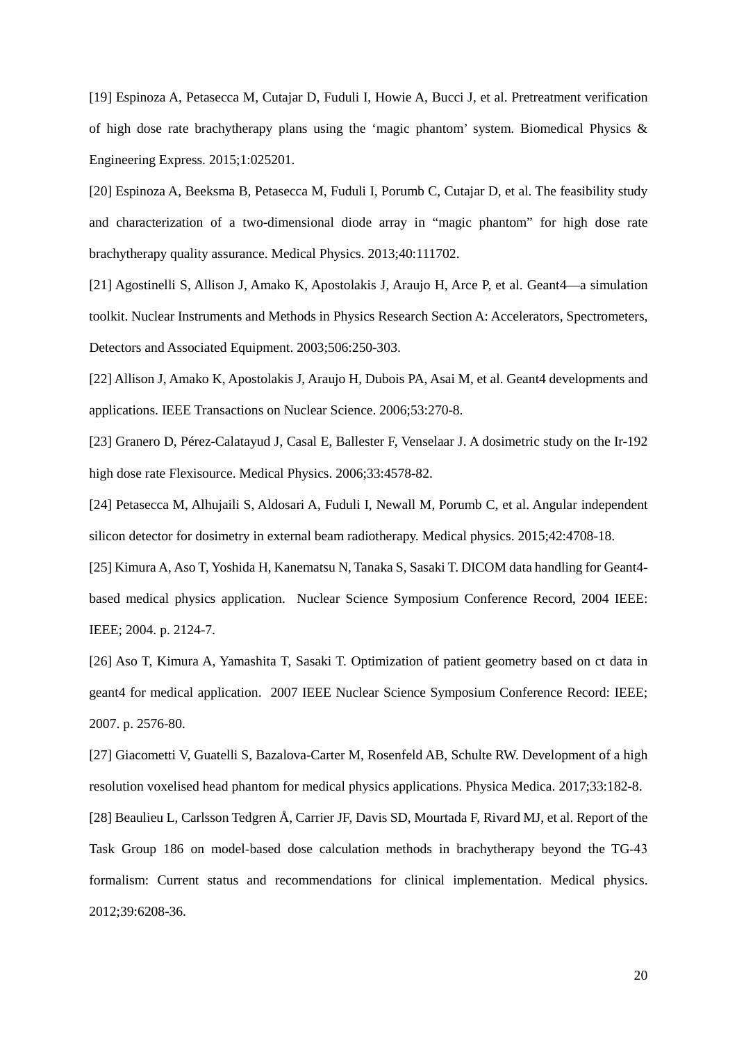[19] Espinoza A, Petasecca M, Cutajar D, Fuduli I, Howie A, Bucci J, et al. Pretreatment verification of high dose rate brachytherapy plans using the 'magic phantom' system. Biomedical Physics & Engineering Express. 2015;1:025201.

[20] Espinoza A, Beeksma B, Petasecca M, Fuduli I, Porumb C, Cutajar D, et al. The feasibility study and characterization of a two-dimensional diode array in "magic phantom" for high dose rate brachytherapy quality assurance. Medical Physics. 2013;40:111702.

[21] Agostinelli S, Allison J, Amako K, Apostolakis J, Araujo H, Arce P, et al. Geant4—a simulation toolkit. Nuclear Instruments and Methods in Physics Research Section A: Accelerators, Spectrometers, Detectors and Associated Equipment. 2003;506:250-303.

[22] Allison J, Amako K, Apostolakis J, Araujo H, Dubois PA, Asai M, et al. Geant4 developments and applications. IEEE Transactions on Nuclear Science. 2006;53:270-8.

[23] Granero D, Pérez-Calatayud J, Casal E, Ballester F, Venselaar J. A dosimetric study on the Ir-192 high dose rate Flexisource. Medical Physics. 2006;33:4578-82.

[24] Petasecca M, Alhujaili S, Aldosari A, Fuduli I, Newall M, Porumb C, et al. Angular independent silicon detector for dosimetry in external beam radiotherapy. Medical physics. 2015;42:4708-18.

[25] Kimura A, Aso T, Yoshida H, Kanematsu N, Tanaka S, Sasaki T. DICOM data handling for Geant4-based medical physics application. Nuclear Science Symposium Conference Record, 2004 IEEE: IEEE; 2004. p. 2124-7.

[26] Aso T, Kimura A, Yamashita T, Sasaki T. Optimization of patient geometry based on ct data in geant4 for medical application. 2007 IEEE Nuclear Science Symposium Conference Record: IEEE; 2007. p. 2576-80.

[27] Giacometti V, Guatelli S, Bazalova-Carter M, Rosenfeld AB, Schulte RW. Development of a high resolution voxelised head phantom for medical physics applications. Physica Medica. 2017;33:182-8.

[28] Beaulieu L, Carlsson Tedgren Å, Carrier JF, Davis SD, Mourtada F, Rivard MJ, et al. Report of the Task Group 186 on model-based dose calculation methods in brachytherapy beyond the TG-43 formalism: Current status and recommendations for clinical implementation. Medical physics. 2012;39:6208-36.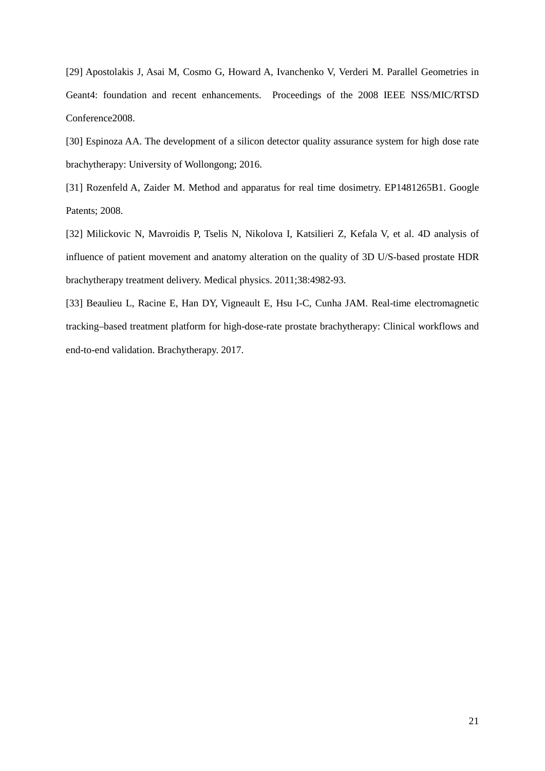[29] Apostolakis J, Asai M, Cosmo G, Howard A, Ivanchenko V, Verderi M. Parallel Geometries in Geant4: foundation and recent enhancements. Proceedings of the 2008 IEEE NSS/MIC/RTSD Conference2008.

[30] Espinoza AA. The development of a silicon detector quality assurance system for high dose rate brachytherapy: University of Wollongong; 2016.

[31] Rozenfeld A, Zaider M. Method and apparatus for real time dosimetry. EP1481265B1. Google Patents; 2008.

[32] Milickovic N, Mavroidis P, Tselis N, Nikolova I, Katsilieri Z, Kefala V, et al. 4D analysis of influence of patient movement and anatomy alteration on the quality of 3D U/S-based prostate HDR brachytherapy treatment delivery. Medical physics. 2011;38:4982-93.

[33] Beaulieu L, Racine E, Han DY, Vigneault E, Hsu I-C, Cunha JAM. Real-time electromagnetic tracking–based treatment platform for high-dose-rate prostate brachytherapy: Clinical workflows and end-to-end validation. Brachytherapy. 2017.